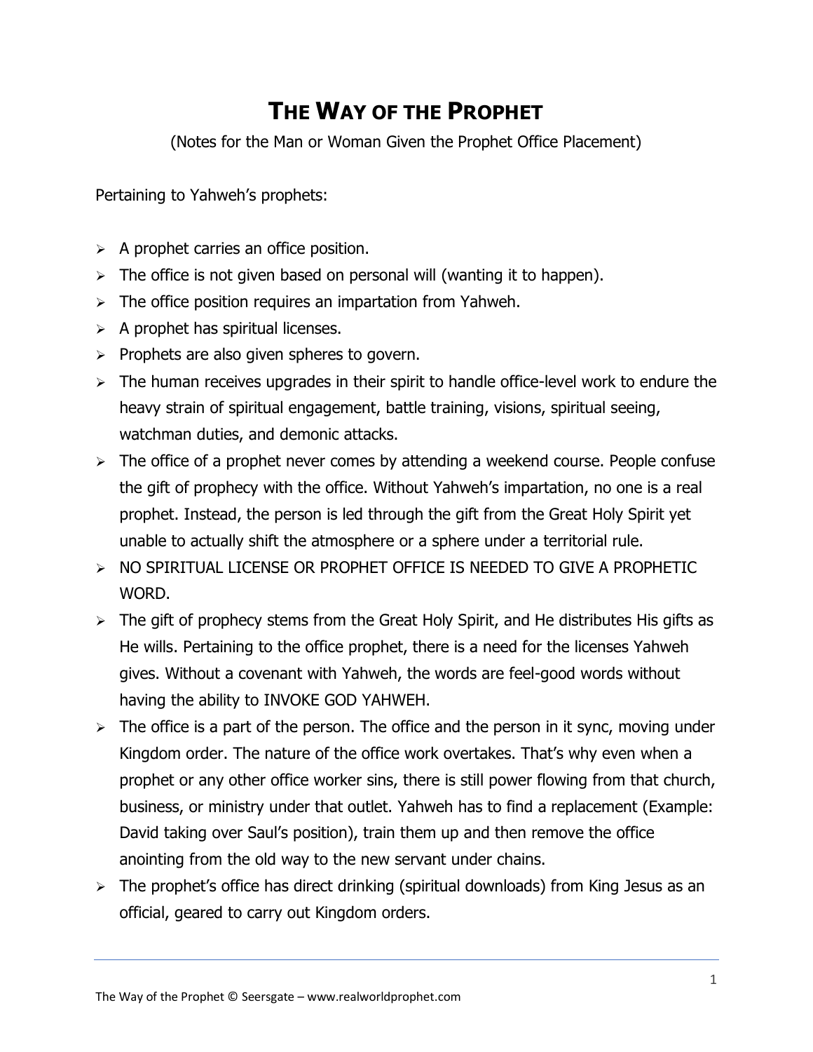# THE WAY OF THE PROPHET

(Notes for the Man or Woman Given the Prophet Office Placement)

Pertaining to Yahweh's prophets:

- A prophet carries an office position.
- The office is not given based on personal will (wanting it to happen).
- The office position requires an impartation from Yahweh.
- A prophet has spiritual licenses.
- Prophets are also given spheres to govern.
- The human receives upgrades in their spirit to handle office-level work to endure the heavy strain of spiritual engagement, battle training, visions, spiritual seeing, watchman duties, and demonic attacks.
- The office of a prophet never comes by attending a weekend course. People confuse the gift of prophecy with the office. Without Yahweh's impartation, no one is a real prophet. Instead, the person is led through the gift from the Great Holy Spirit yet unable to actually shift the atmosphere or a sphere under a territorial rule.
- NO SPIRITUAL LICENSE OR PROPHET OFFICE IS NEEDED TO GIVE A PROPHETIC WORD.
- The gift of prophecy stems from the Great Holy Spirit, and He distributes His gifts as He wills. Pertaining to the office prophet, there is a need for the licenses Yahweh gives. Without a covenant with Yahweh, the words are feel-good words without having the ability to INVOKE GOD YAHWEH.
- The office is a part of the person. The office and the person in it sync, moving under Kingdom order. The nature of the office work overtakes. That's why even when a prophet or any other office worker sins, there is still power flowing from that church, business, or ministry under that outlet. Yahweh has to find a replacement (Example: David taking over Saul's position), train them up and then remove the office anointing from the old way to the new servant under chains.
- The prophet's office has direct drinking (spiritual downloads) from King Jesus as an official, geared to carry out Kingdom orders.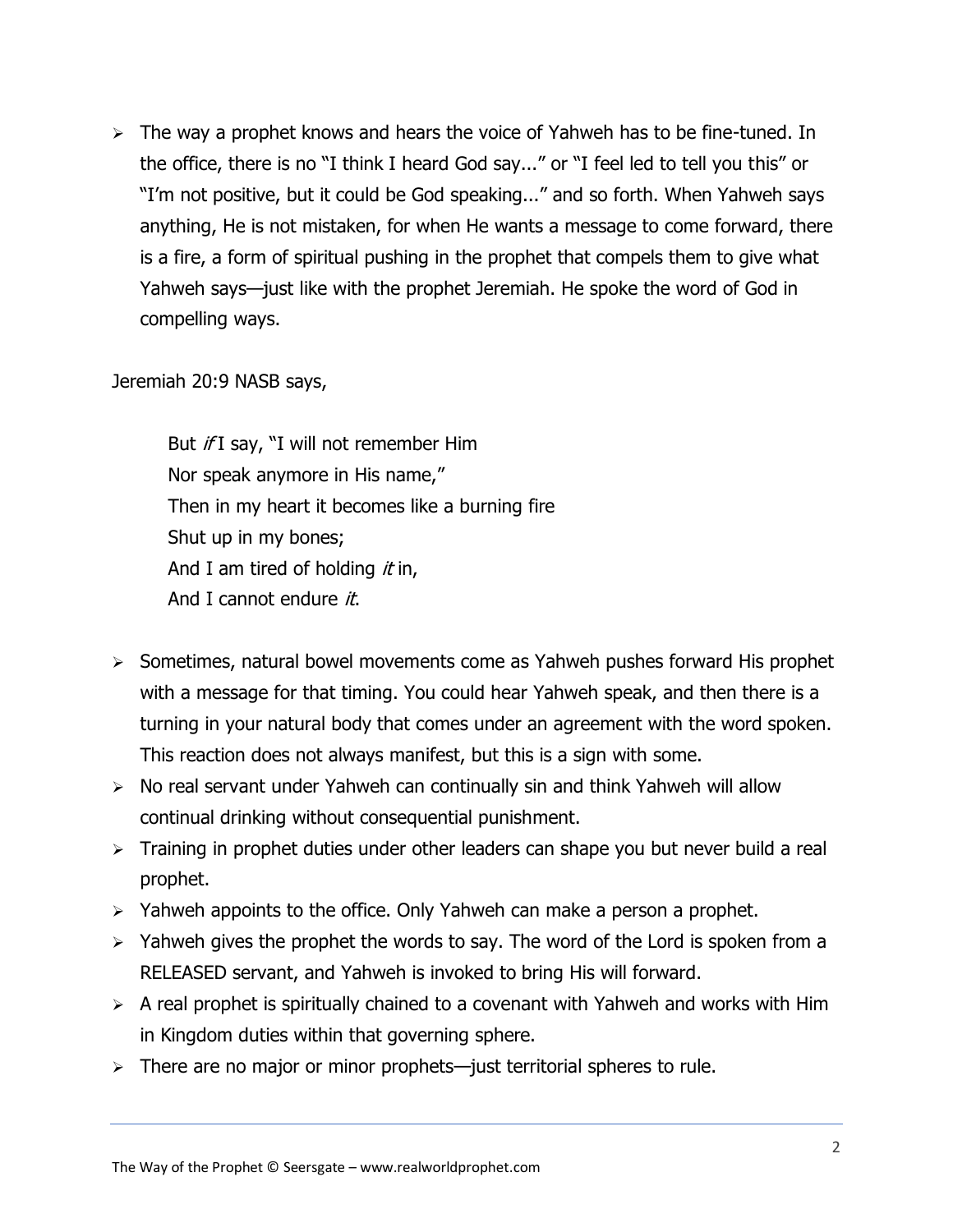- The way a prophet knows and hears the voice of Yahweh has to be fine-tuned. In the office, there is no "I think I heard God say..." or "I feel led to tell you this" or "I'm not positive, but it could be God speaking..." and so forth. When Yahweh says anything, He is not mistaken, for when He wants a message to come forward, there is a fire, a form of spiritual pushing in the prophet that compels them to give what Yahweh says—just like with the prophet Jeremiah. He spoke the word of God in compelling ways.

Jeremiah 20:9 NASB says,

> But *if* I say, "I will not remember Him
> Nor speak anymore in His name,"
> Then in my heart it becomes like a burning fire
> Shut up in my bones;
> And I am tired of holding *it* in,
> And I cannot endure *it*.

- Sometimes, natural bowel movements come as Yahweh pushes forward His prophet with a message for that timing. You could hear Yahweh speak, and then there is a turning in your natural body that comes under an agreement with the word spoken. This reaction does not always manifest, but this is a sign with some.
- No real servant under Yahweh can continually sin and think Yahweh will allow continual drinking without consequential punishment.
- Training in prophet duties under other leaders can shape you but never build a real prophet.
- Yahweh appoints to the office. Only Yahweh can make a person a prophet.
- Yahweh gives the prophet the words to say. The word of the Lord is spoken from a RELEASED servant, and Yahweh is invoked to bring His will forward.
- A real prophet is spiritually chained to a covenant with Yahweh and works with Him in Kingdom duties within that governing sphere.
- There are no major or minor prophets—just territorial spheres to rule.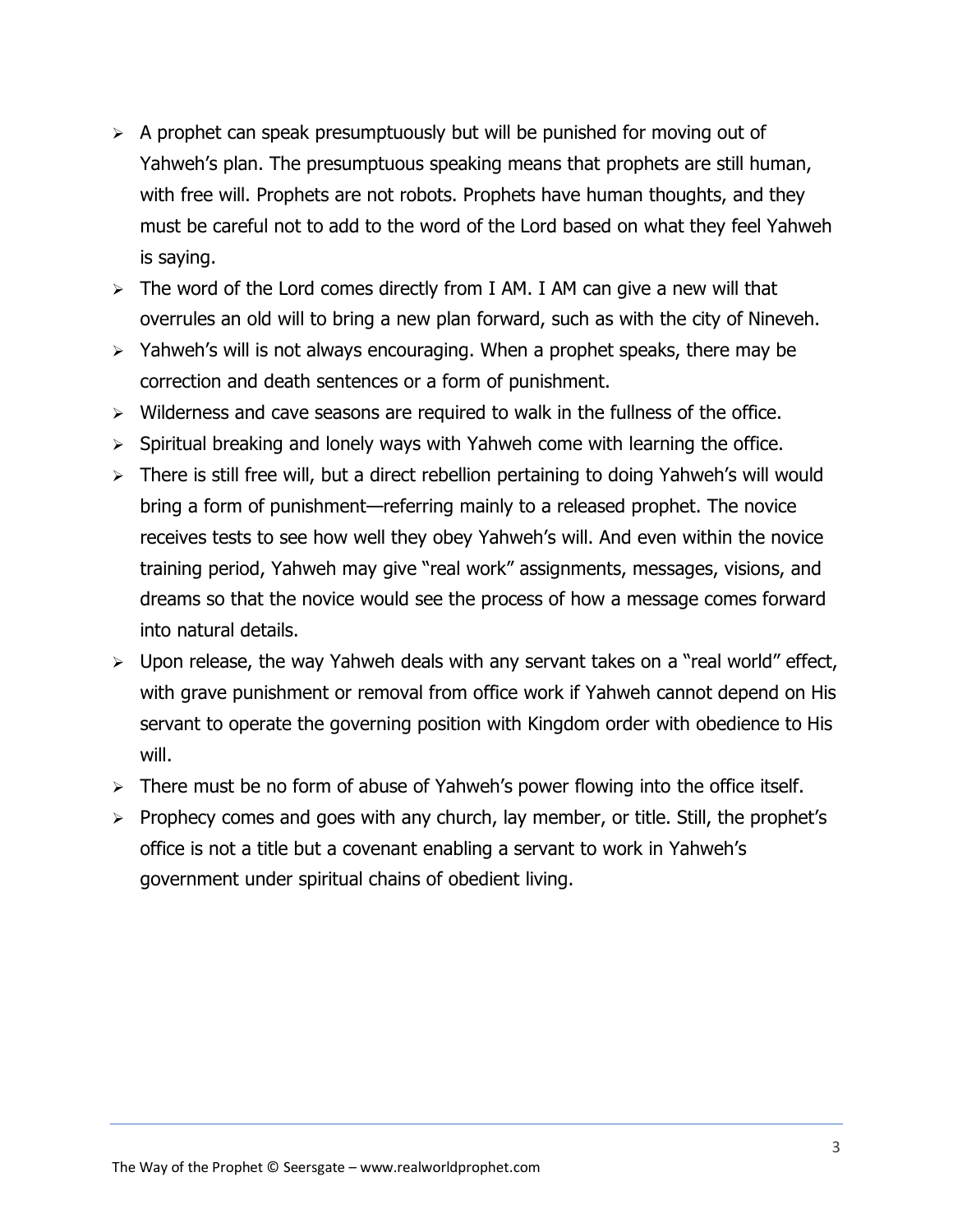- A prophet can speak presumptuously but will be punished for moving out of Yahweh's plan. The presumptuous speaking means that prophets are still human, with free will. Prophets are not robots. Prophets have human thoughts, and they must be careful not to add to the word of the Lord based on what they feel Yahweh is saying.
- The word of the Lord comes directly from I AM. I AM can give a new will that overrules an old will to bring a new plan forward, such as with the city of Nineveh.
- Yahweh's will is not always encouraging. When a prophet speaks, there may be correction and death sentences or a form of punishment.
- Wilderness and cave seasons are required to walk in the fullness of the office.
- Spiritual breaking and lonely ways with Yahweh come with learning the office.
- There is still free will, but a direct rebellion pertaining to doing Yahweh's will would bring a form of punishment—referring mainly to a released prophet. The novice receives tests to see how well they obey Yahweh's will. And even within the novice training period, Yahweh may give "real work" assignments, messages, visions, and dreams so that the novice would see the process of how a message comes forward into natural details.
- Upon release, the way Yahweh deals with any servant takes on a "real world" effect, with grave punishment or removal from office work if Yahweh cannot depend on His servant to operate the governing position with Kingdom order with obedience to His will.
- There must be no form of abuse of Yahweh's power flowing into the office itself.
- Prophecy comes and goes with any church, lay member, or title. Still, the prophet's office is not a title but a covenant enabling a servant to work in Yahweh's government under spiritual chains of obedient living.